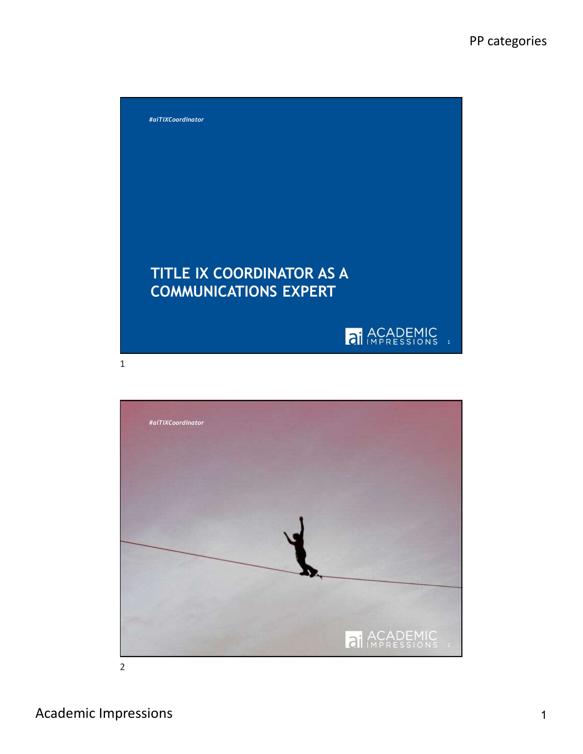#aiTIXCoordinator

# TITLE IX COORDINATOR AS A COMMUNICATIONS EXPERT

ACADEMIC IMPRESSIONS

#aiTIXCoordinator

ACADEMIC IMPRESSIONS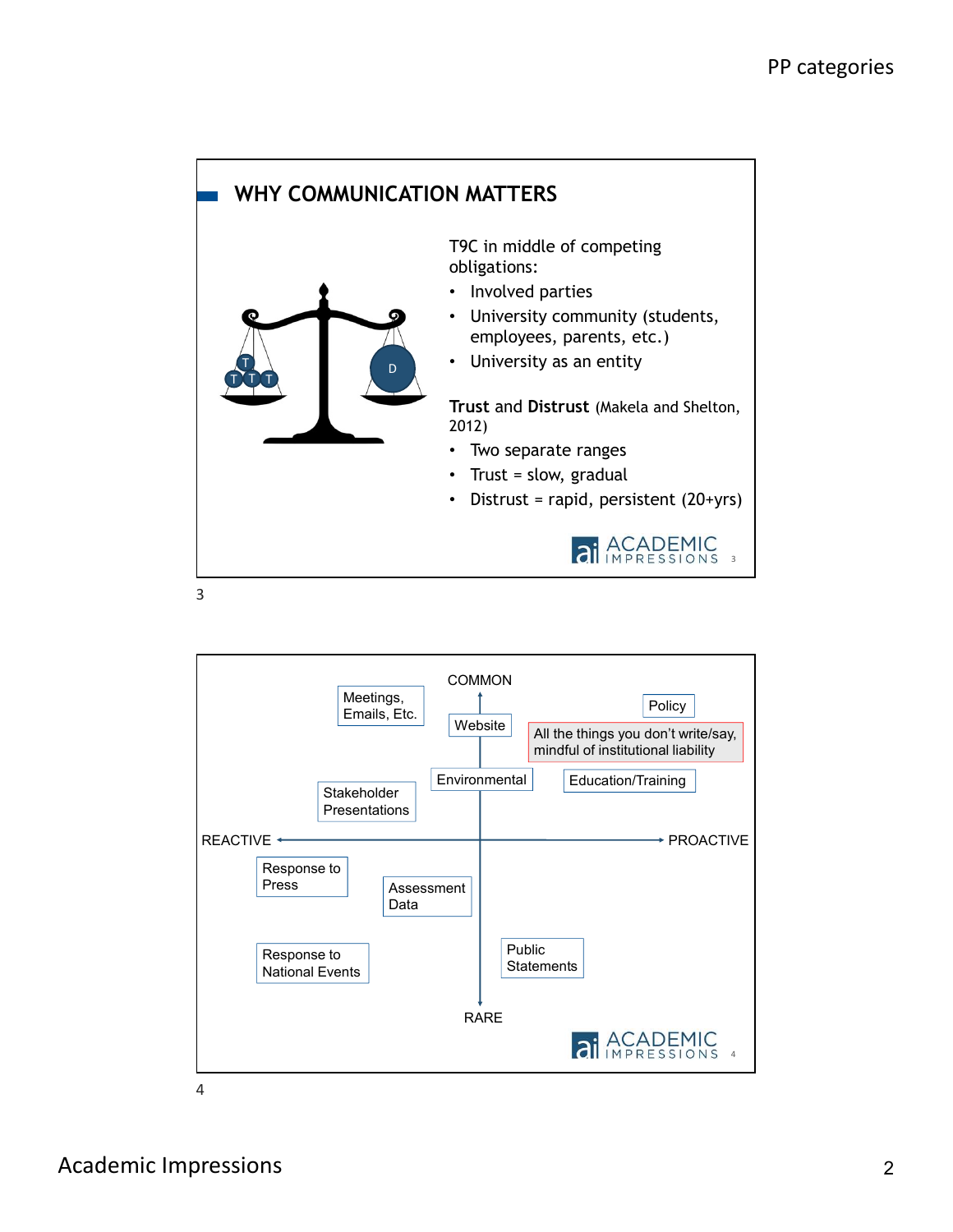## WHY COMMUNICATION MATTERS

T9C in middle of competing obligations:

- Involved parties
- University community (students, employees, parents, etc.)
- University as an entity

**Trust** and **Distrust** (Makela and Shelton, 2012)

- Two separate ranges
- Trust = slow, gradual
- Distrust = rapid, persistent (20+yrs)

COMMON

Meetings, Emails, Etc.

Website

Policy

All the things you don't write/say, mindful of institutional liability

Environmental

Education/Training

Stakeholder Presentations

REACTIVE — PROACTIVE

Response to Press

Assessment Data

Response to National Events

Public Statements

RARE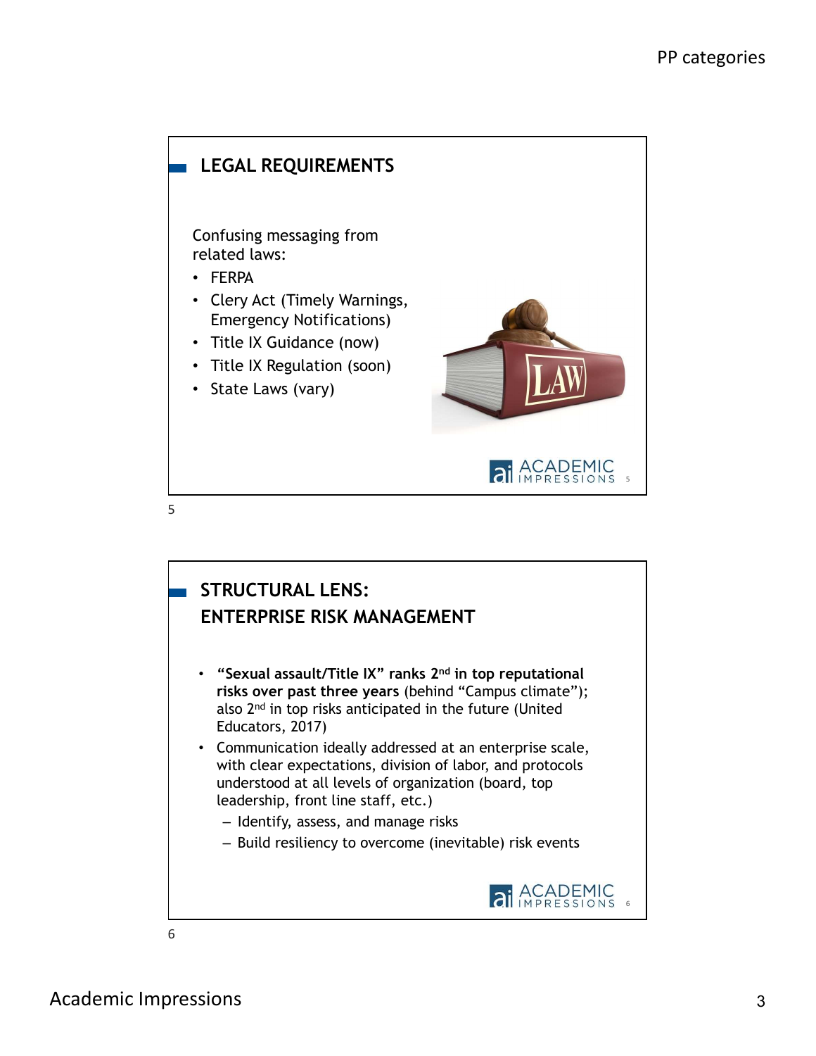## LEGAL REQUIREMENTS

Confusing messaging from related laws:

- FERPA
- Clery Act (Timely Warnings, Emergency Notifications)
- Title IX Guidance (now)
- Title IX Regulation (soon)
- State Laws (vary)

## STRUCTURAL LENS: ENTERPRISE RISK MANAGEMENT

- **"Sexual assault/Title IX" ranks 2nd in top reputational risks over past three years** (behind "Campus climate"); also 2nd in top risks anticipated in the future (United Educators, 2017)
- Communication ideally addressed at an enterprise scale, with clear expectations, division of labor, and protocols understood at all levels of organization (board, top leadership, front line staff, etc.)
  - Identify, assess, and manage risks
  - Build resiliency to overcome (inevitable) risk events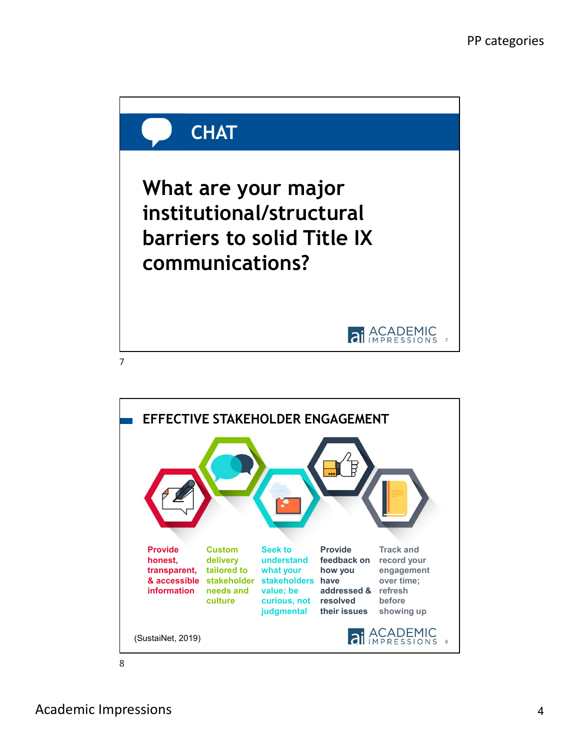## CHAT

What are your major institutional/structural barriers to solid Title IX communications?

## EFFECTIVE STAKEHOLDER ENGAGEMENT

- Provide honest, transparent, & accessible information
- Custom delivery tailored to stakeholder needs and culture
- Seek to understand what your stakeholders value; be curious, not judgmental
- Provide feedback on how you have addressed & resolved their issues
- Track and record your engagement over time; refresh before showing up

(SustaiNet, 2019)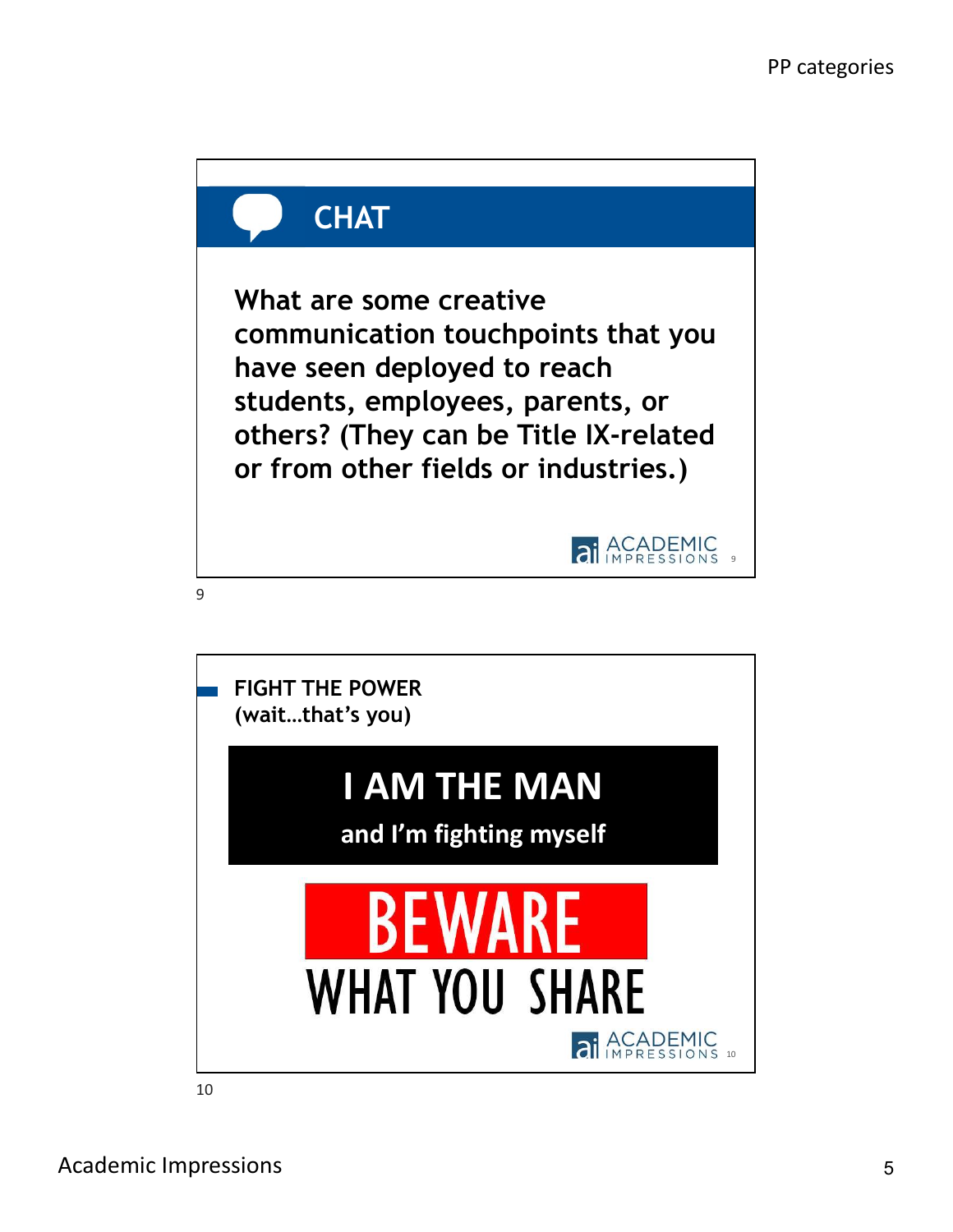## CHAT

**What are some creative communication touchpoints that you have seen deployed to reach students, employees, parents, or others? (They can be Title IX-related or from other fields or industries.)**

## FIGHT THE POWER (wait…that's you)

**I AM THE MAN**

**and I'm fighting myself**

**BEWARE**

**WHAT YOU SHARE**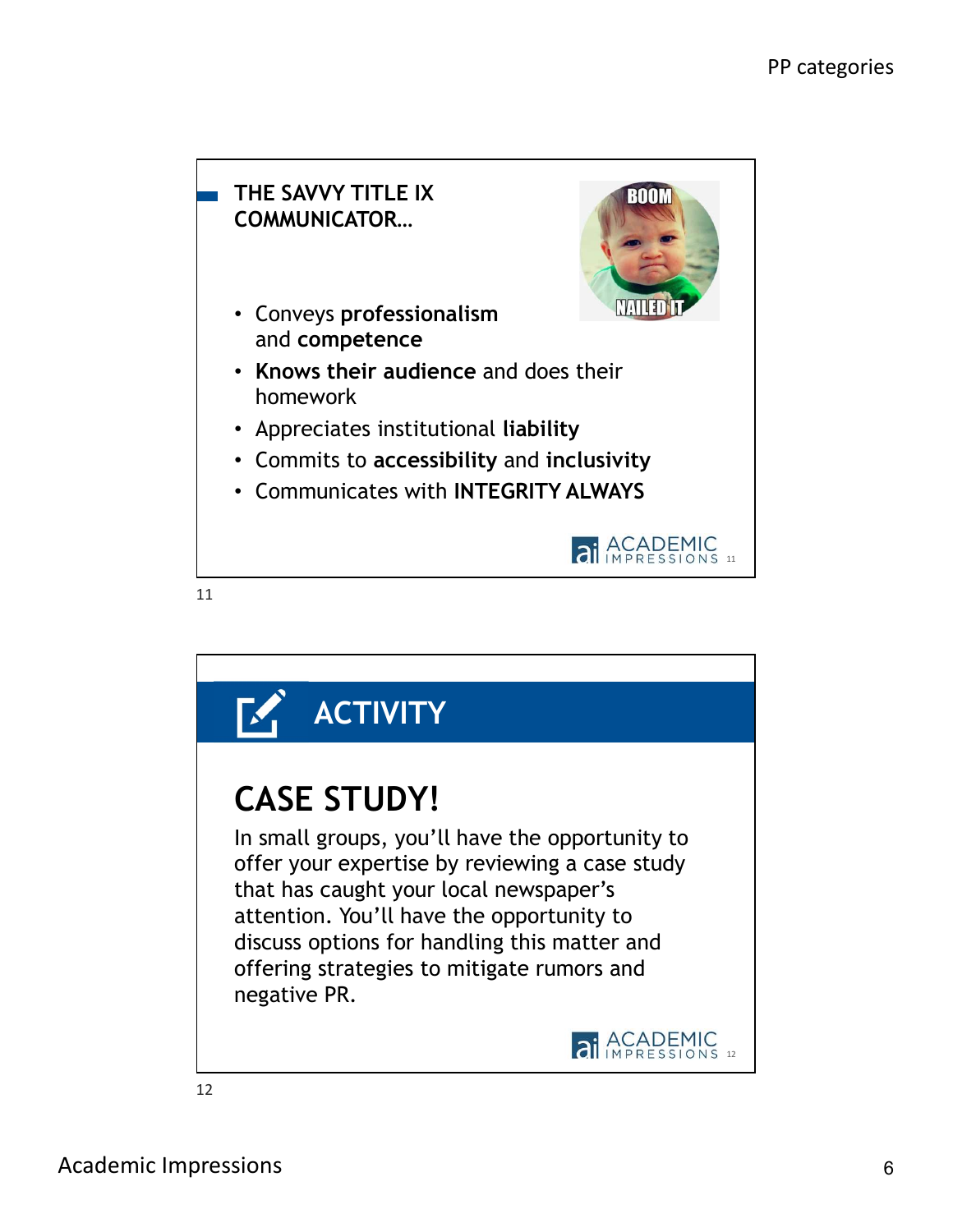## THE SAVVY TITLE IX COMMUNICATOR…

- Conveys **professionalism** and **competence**
- **Knows their audience** and does their homework
- Appreciates institutional **liability**
- Commits to **accessibility** and **inclusivity**
- Communicates with **INTEGRITY ALWAYS**

## ACTIVITY

## CASE STUDY!

In small groups, you'll have the opportunity to offer your expertise by reviewing a case study that has caught your local newspaper's attention. You'll have the opportunity to discuss options for handling this matter and offering strategies to mitigate rumors and negative PR.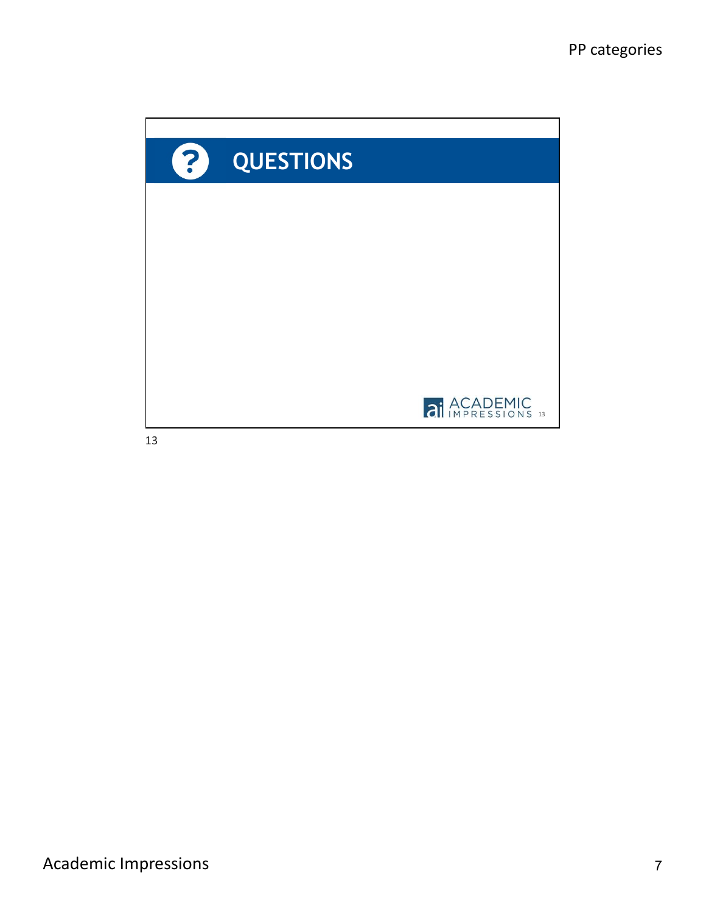# QUESTIONS

ACADEMIC IMPRESSIONS